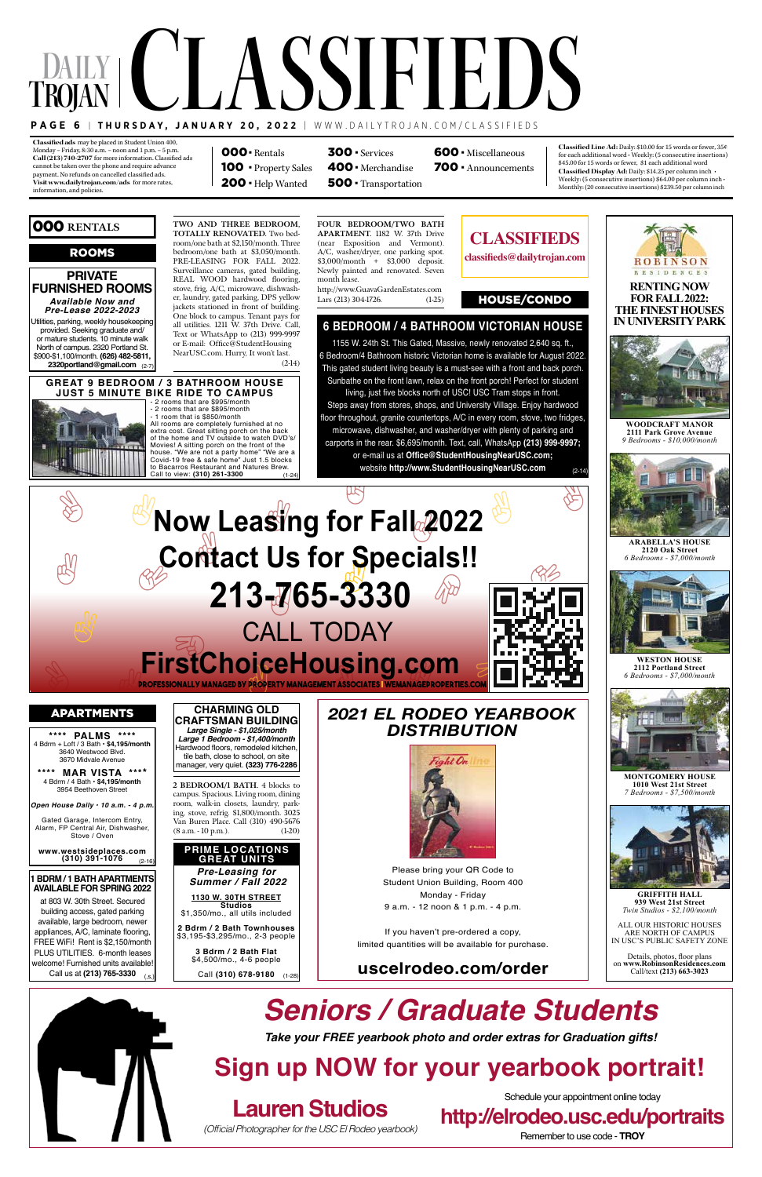# DAILY TROJAN CLASSIFIEDS

**PAGE 6 | THURSDAY, JANUARY 20, 2022 | WWW.DAILYTROJAN.COM/CLASSIFIEDS**

**Classified ads** may be placed in Student Union 400, Monday – Friday, 8:30 a.m. – noon and 1 p.m. – 5 p.m. **Call (213) 740-2707** for more information. Classified ads cannot be taken over the phone and require advance payment. No refunds on cancelled classified ads. **Visit www.dailytrojan.com/ads** for more rates, information, and policies.

**000** • Rentals
**100** • Property Sales
**200** • Help Wanted
**300** • Services
**400** • Merchandise
**500** • Transportation
**600** • Miscellaneous
**700** • Announcements

**Classified Line Ad:** Daily: $10.00 for 15 words or fewer, 55¢ for each additional word • Weekly: (5 consecutive insertions) $45.00 for 15 words or fewer, $1 each additional word
**Classified Display Ad:** Daily: $14.25 per column inch • Weekly: (5 consecutive insertions) $64.00 per column inch • Monthly: (20 consecutive insertions) $239.50 per column inch

## 000 RENTALS

### ROOMS

**PRIVATE FURNISHED ROOMS**
*Available Now and Pre-Lease 2022-2023*
Utilities, parking, weekly housekeeping provided. Seeking graduate and/or mature students. 10 minute walk North of campus. 2320 Portland St. $900-$1,100/month. **(626) 482-5811, 2320portland@gmail.com** (2-7)

**TWO AND THREE BEDROOM, TOTALLY RENOVATED.** Two bedroom/one bath at $2,150/month. Three bedroom/one bath at $3,050/month. PRE-LEASING FOR FALL 2022. Surveillance cameras, gated building, REAL WOOD hardwood flooring, stove, frig, A/C, microwave, dishwasher, laundry, gated parking, DPS yellow jackets stationed in front of building. One block to campus. Tenant pays for all utilities. 1211 W. 37th Drive. Call, Text or WhatsApp to (213) 999-9997 or E-mail: Office@StudentHousingNearUSC.com. Hurry, It won't last. (2-14)

**FOUR BEDROOM/TWO BATH APARTMENT.** 1182 W. 37th Drive (near Exposition and Vermont). A/C, washer/dryer, one parking spot. $3,000/month + $3,000 deposit. Newly painted and renovated. Seven month lease.
http://www.GuavaGardenEstates.com
Lars (213) 304-1726. (1-25)

**CLASSIFIEDS**
classifieds@dailytrojan.com

**GREAT 9 BEDROOM / 3 BATHROOM HOUSE JUST 5 MINUTE BIKE RIDE TO CAMPUS**
- 2 rooms that are $995/month
- 2 rooms that are $895/month
- 1 room that is $850/month

All rooms are completely furnished at no extra cost. Great sitting porch on the back of the home and TV outside to watch DVD's/Movies! A sitting porch on the front of the house. "We are not a party home" "We are a Covid-19 free & safe home" Just 1.5 blocks to Bacarros Restaurant and Natures Brew. Call to view: **(310) 261-3300** (1-24)

### HOUSE/CONDO

**6 BEDROOM / 4 BATHROOM VICTORIAN HOUSE**
1155 W. 24th St. This Gated, Massive, newly renovated 2,640 sq. ft., 6 Bedroom/4 Bathroom historic Victorian home is available for August 2022. This gated student living beauty is a must-see with a front and back porch. Sunbathe on the front lawn, relax on the front porch! Perfect for student living, just five blocks north of USC! USC Tram stops in front. Steps away from stores, shops, and University Village. Enjoy hardwood floor throughout, granite countertops, A/C in every room, stove, two fridges, microwave, dishwasher, and washer/dryer with plenty of parking and carports in the rear. $6,695/month. Text, call, WhatsApp **(213) 999-9997;** or e-mail us at **Office@StudentHousingNearUSC.com;** website **http://www.StudentHousingNearUSC.com** (2-14)

**ROBINSON RESIDENCES**
**RENTING NOW FOR FALL 2022: THE FINEST HOUSES IN UNIVERSITY PARK**

**WOODCRAFT MANOR**
**2111 Park Grove Avenue**
*9 Bedrooms - $10,000/month*

**ARABELLA'S HOUSE**
**2120 Oak Street**
*6 Bedrooms - $7,000/month*

**WESTON HOUSE**
**2112 Portland Street**
*6 Bedrooms - $7,000/month*

**MONTGOMERY HOUSE**
**1010 West 21st Street**
*7 Bedrooms - $7,500/month*

**GRIFFITH HALL**
**939 West 21st Street**
*Twin Studios - $2,100/month*

ALL OUR HISTORIC HOUSES ARE NORTH OF CAMPUS IN USC'S PUBLIC SAFETY ZONE

Details, photos, floor plans on **www.RobinsonResidences.com**
Call/text **(213) 663-3023**

**Now Leasing for Fall 2022**
**Contact Us for Specials!!**
**213-765-3330**
CALL TODAY
**FirstChoiceHousing.com**
PROFESSIONALLY MANAGED BY PROPERTY MANAGEMENT ASSOCIATES | WEMANAGEPROPERTIES.COM

### APARTMENTS

**\*\*\*\* PALMS \*\*\*\***
4 Bdrm + Loft / 3 Bath • **$4,195/month**
3640 Westwood Blvd.
3670 Midvale Avenue

**\*\*\*\* MAR VISTA \*\*\*\***
4 Bdrm / 4 Bath • **$4,195/month**
3954 Beethoven Street

*Open House Daily • 10 a.m. - 4 p.m.*

Gated Garage, Intercom Entry, Alarm, FP Central Air, Dishwasher, Stove / Oven

**www.westsideplaces.com**
**(310) 391-1076** (2-16)

**1 BDRM / 1 BATH APARTMENTS AVAILABLE FOR SPRING 2022**
at 803 W. 30th Street. Secured building access, gated parking available, large bedroom, newer appliances, A/C, laminate flooring, FREE WiFi! Rent is $2,150/month PLUS UTILITIES. 6-month leases welcome! Furnished units available! Call us at **(213) 765-3330** (.s.)

**CHARMING OLD CRAFTSMAN BUILDING**
*Large Single - $1,025/month*
*Large 1 Bedroom - $1,400/month*
Hardwood floors, remodeled kitchen, tile bath, close to school, on site manager, very quiet. **(323) 776-2286**

**2 BEDROOM/1 BATH.** 4 blocks to campus. Spacious. Living room, dining room, walk-in closets, laundry, parking, stove, refrig. $1,800/month. 3025 Van Buren Place. Call (310) 490-5676 (8 a.m. - 10 p.m.). (1-20)

**PRIME LOCATIONS GREAT UNITS**
*Pre-Leasing for Summer / Fall 2022*

**1130 W. 30TH STREET**
**Studios**
$1,350/mo., all utils included

**2 Bdrm / 2 Bath Townhouses**
$3,195-$3,295/mo., 2-3 people

**3 Bdrm / 2 Bath Flat**
$4,500/mo., 4-6 people

Call **(310) 678-9180** (1-28)

**2021 EL RODEO YEARBOOK DISTRIBUTION**

Please bring your QR Code to Student Union Building, Room 400
Monday - Friday
9 a.m. - 12 noon & 1 p.m. - 4 p.m.

If you haven't pre-ordered a copy, limited quantities will be available for purchase.

**uscelrodeo.com/order**

**Seniors / Graduate Students**
*Take your FREE yearbook photo and order extras for Graduation gifts!*
**Sign up NOW for your yearbook portrait!**

**Lauren Studios**
*(Official Photographer for the USC El Rodeo yearbook)*

Schedule your appointment online today
**http://elrodeo.usc.edu/portraits**
Remember to use code - **TROY**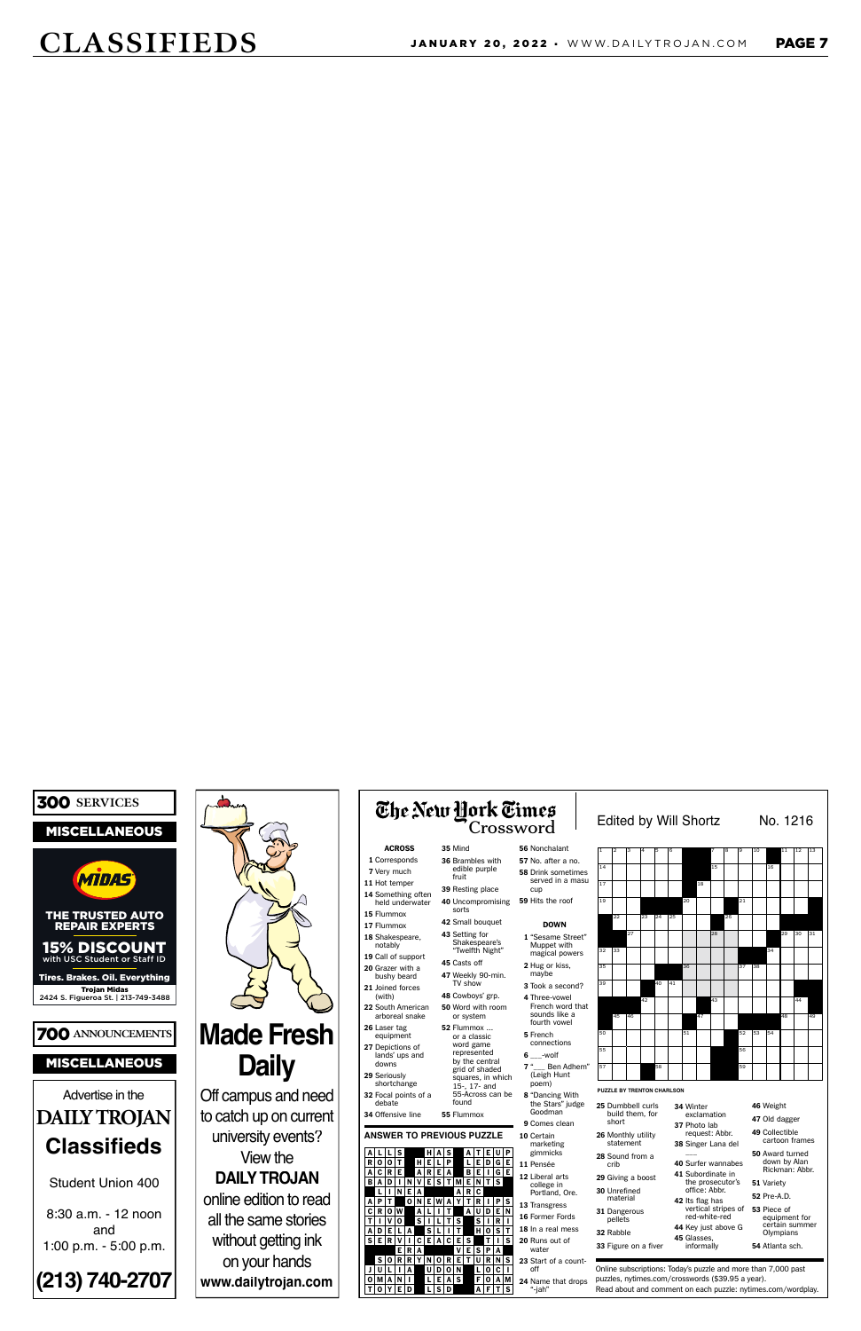# CLASSIFIEDS

## 300 SERVICES

### MISCELLANEOUS

MIDAS

THE TRUSTED AUTO REPAIR EXPERTS

15% DISCOUNT with USC Student or Staff ID

Tires. Brakes. Oil. Everything

Trojan Midas
2424 S. Figueroa St. | 213-749-3488

## 700 ANNOUNCEMENTS

### MISCELLANEOUS

Advertise in the DAILY TROJAN Classifieds

Student Union 400

8:30 a.m. - 12 noon and 1:00 p.m. - 5:00 p.m.

**(213) 740-2707**

## Made Fresh Daily

Off campus and need to catch up on current university events? View the **DAILY TROJAN** online edition to read all the same stories without getting ink on your hands

**www.dailytrojan.com**

## The New York Times Crossword

Edited by Will Shortz No. 1216

### ACROSS

1 Corresponds
7 Very much
11 Hot temper
14 Something often held underwater
15 Flummox
17 Flummox
18 Shakespeare, notably
19 Call of support
20 Grazer with a bushy beard
21 Joined forces (with)
22 South American arboreal snake
26 Laser tag equipment
27 Depictions of lands' ups and downs
29 Seriously shortchange
32 Focal points of a debate
34 Offensive line
35 Mind
36 Brambles with edible purple fruit
39 Resting place
40 Uncompromising sorts
42 Small bouquet
43 Setting for Shakespeare's "Twelfth Night"
45 Casts off
47 Weekly 90-min. TV show
48 Cowboys' grp.
50 Word with room or system
52 Flummox … or a classic word game represented by the central grid of shaded squares, in which 15-, 17- and 55-Across can be found
55 Flummox
56 Nonchalant
57 No. after a no.
58 Drink sometimes served in a masu cup
59 Hits the roof

### DOWN

1 "Sesame Street" Muppet with magical powers
2 Hug or kiss, maybe
3 Took a second?
4 Three-vowel French word that sounds like a fourth vowel
5 French connections
6 ___-wolf
7 "___ Ben Adhem" (Leigh Hunt poem)
8 "Dancing With the Stars" judge Goodman
9 Comes clean
10 Certain marketing gimmicks
11 Pensée
12 Liberal arts college in Portland, Ore.
13 Transgress
16 Former Fords
18 In a real mess
20 Runs out of water
23 Start of a count-off
24 Name that drops "-jah"
25 Dumbbell curls build them, for short
26 Monthly utility statement
28 Sound from a crib
29 Giving a boost
30 Unrefined material
31 Dangerous pellets
32 Rabble
33 Figure on a fiver
34 Winter exclamation
37 Photo lab request: Abbr.
38 Singer Lana del ___
40 Surfer wannabes
41 Subordinate in the prosecutor's office: Abbr.
42 Its flag has vertical stripes of red-white-red
44 Key just above G
45 Glasses, informally
46 Weight
47 Old dagger
49 Collectible cartoon frames
50 Award turned down by Alan Rickman: Abbr.
51 Variety
52 Pre-A.D.
53 Piece of equipment for certain summer Olympians
54 Atlanta sch.

PUZZLE BY TRENTON CHARLSON

### ANSWER TO PREVIOUS PUZZLE

```
ALLS HAS ATEUP
ROOT HELP LEDGE
ACRE AREA BEIGE
BADINVESTMENTS
 LINEA  ARC
APT ONEWAYTRIPS
CROW ALIT AUDEN
TIVO SILTS SIRI
ADELA SLIT HOST
SERVICEACES TIS
   ERA  VESPA
 SORRYNORETURNS
JULIA UDON LOCI
OMANI LEAS FOAM
TOYED LSD AFTS
```

Online subscriptions: Today's puzzle and more than 7,000 past puzzles, nytimes.com/crosswords ($39.95 a year).
Read about and comment on each puzzle: nytimes.com/wordplay.